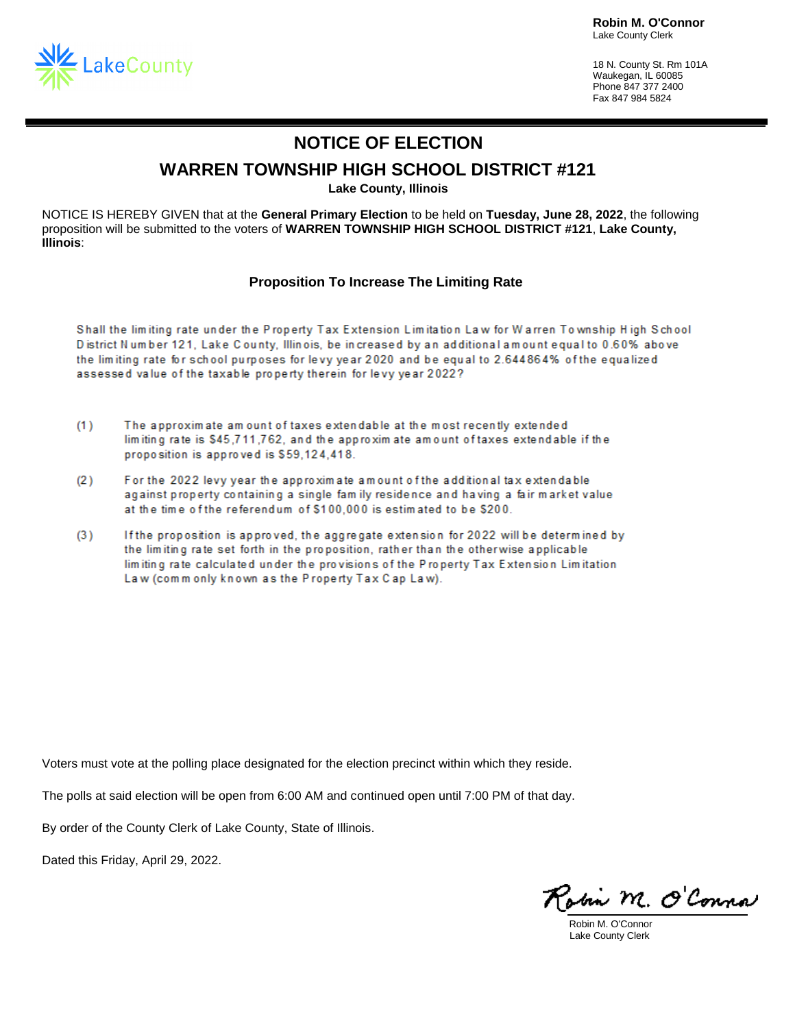LakeCounty

**Robin M. O'Connor**
Lake County Clerk

18 N. County St. Rm 101A
Waukegan, IL 60085
Phone 847 377 2400
Fax 847 984 5824

# NOTICE OF ELECTION

## WARREN TOWNSHIP HIGH SCHOOL DISTRICT #121

**Lake County, Illinois**

NOTICE IS HEREBY GIVEN that at the **General Primary Election** to be held on **Tuesday, June 28, 2022**, the following proposition will be submitted to the voters of **WARREN TOWNSHIP HIGH SCHOOL DISTRICT #121**, **Lake County, Illinois**:

### Proposition To Increase The Limiting Rate

Shall the limiting rate under the Property Tax Extension Limitation Law for Warren Township High School District Number 121, Lake County, Illinois, be increased by an additional amount equal to 0.60% above the limiting rate for school purposes for levy year 2020 and be equal to 2.644864% of the equalized assessed value of the taxable property therein for levy year 2022?

(1) The approximate amount of taxes extendable at the most recently extended limiting rate is $45,711,762, and the approximate amount of taxes extendable if the proposition is approved is $59,124,418.

(2) For the 2022 levy year the approximate amount of the additional tax extendable against property containing a single family residence and having a fair market value at the time of the referendum of $100,000 is estimated to be $200.

(3) If the proposition is approved, the aggregate extension for 2022 will be determined by the limiting rate set forth in the proposition, rather than the otherwise applicable limiting rate calculated under the provisions of the Property Tax Extension Limitation Law (commonly known as the Property Tax Cap Law).

Voters must vote at the polling place designated for the election precinct within which they reside.

The polls at said election will be open from 6:00 AM and continued open until 7:00 PM of that day.

By order of the County Clerk of Lake County, State of Illinois.

Dated this Friday, April 29, 2022.

Robin M. O'Connor
Lake County Clerk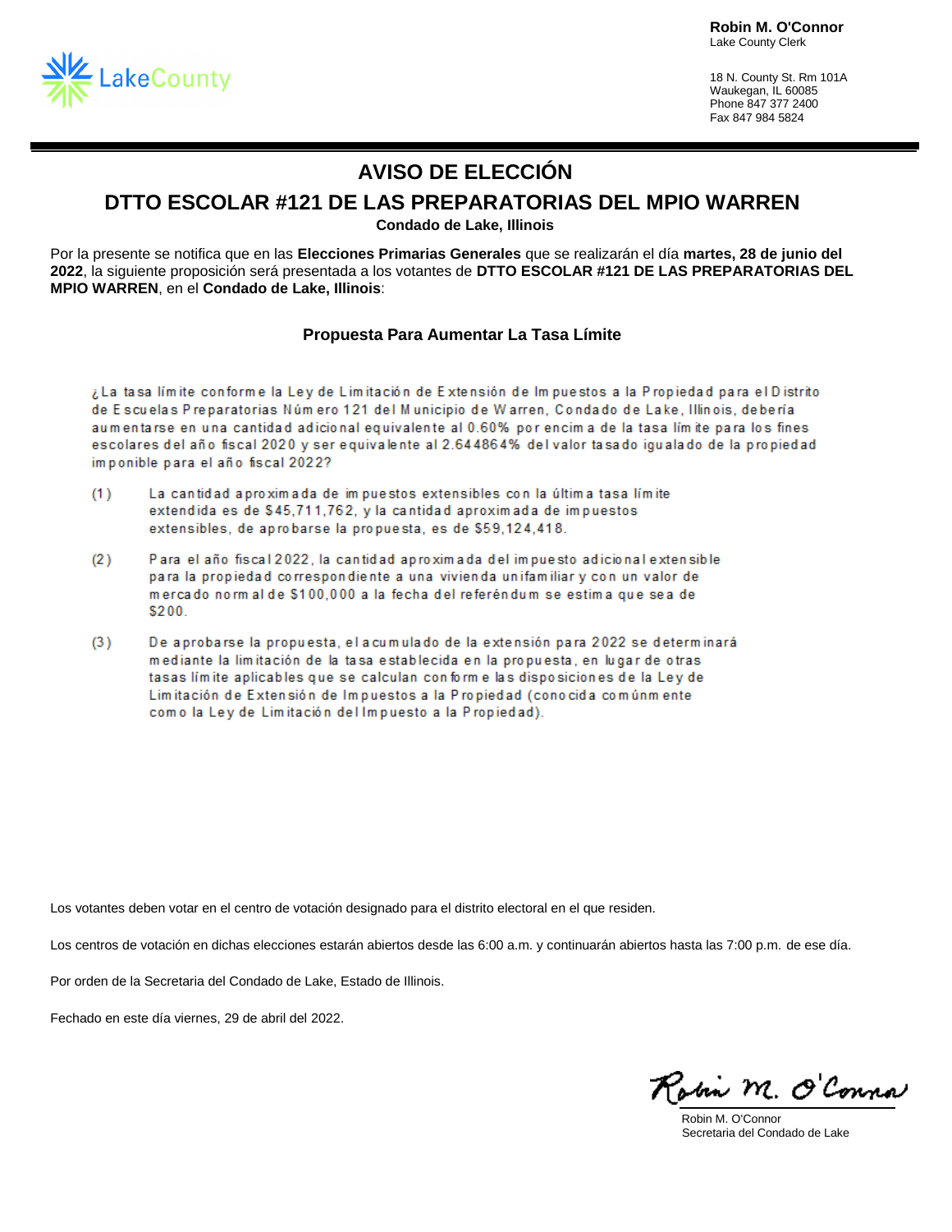**Robin M. O'Connor**
Lake County Clerk

18 N. County St. Rm 101A
Waukegan, IL 60085
Phone 847 377 2400
Fax 847 984 5824

# AVISO DE ELECCIÓN

## DTTO ESCOLAR #121 DE LAS PREPARATORIAS DEL MPIO WARREN

**Condado de Lake, Illinois**

Por la presente se notifica que en las **Elecciones Primarias Generales** que se realizarán el día **martes, 28 de junio del 2022**, la siguiente proposición será presentada a los votantes de **DTTO ESCOLAR #121 DE LAS PREPARATORIAS DEL MPIO WARREN**, en el **Condado de Lake, Illinois**:

### Propuesta Para Aumentar La Tasa Límite

¿La tasa límite conforme la Ley de Limitación de Extensión de Impuestos a la Propiedad para el Distrito de Escuelas Preparatorias Número 121 del Municipio de Warren, Condado de Lake, Illinois, debería aumentarse en una cantidad adicional equivalente al 0.60% por encima de la tasa límite para los fines escolares del año fiscal 2020 y ser equivalente al 2.644864% del valor tasado igualado de la propiedad imponible para el año fiscal 2022?

(1) La cantidad aproximada de impuestos extensibles con la última tasa límite extendida es de $45,711,762, y la cantidad aproximada de impuestos extensibles, de aprobarse la propuesta, es de $59,124,418.

(2) Para el año fiscal 2022, la cantidad aproximada del impuesto adicional extensible para la propiedad correspondiente a una vivienda unifamiliar y con un valor de mercado normal de $100,000 a la fecha del referéndum se estima que sea de $200.

(3) De aprobarse la propuesta, el acumulado de la extensión para 2022 se determinará mediante la limitación de la tasa establecida en la propuesta, en lugar de otras tasas límite aplicables que se calculan conforme las disposiciones de la Ley de Limitación de Extensión de Impuestos a la Propiedad (conocida comúnmente como la Ley de Limitación del Impuesto a la Propiedad).

Los votantes deben votar en el centro de votación designado para el distrito electoral en el que residen.

Los centros de votación en dichas elecciones estarán abiertos desde las 6:00 a.m. y continuarán abiertos hasta las 7:00 p.m. de ese día.

Por orden de la Secretaria del Condado de Lake, Estado de Illinois.

Fechado en este día viernes, 29 de abril del 2022.

Robin M. O'Connor

Robin M. O'Connor
Secretaria del Condado de Lake